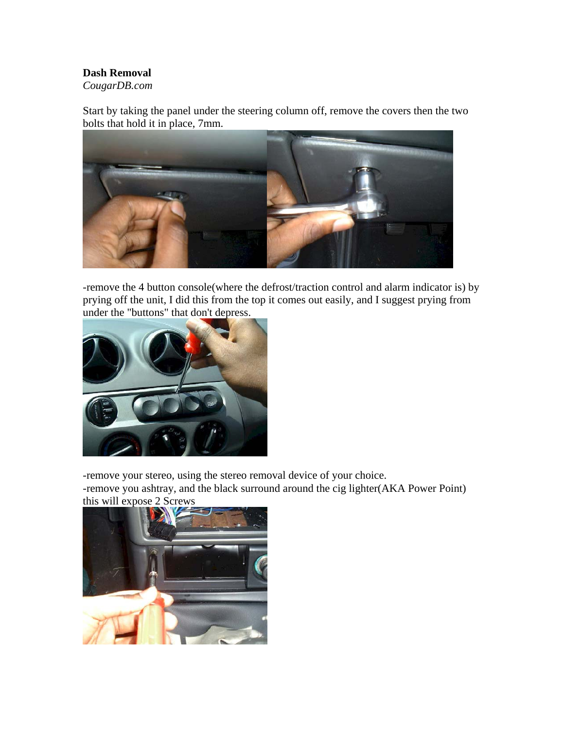**Dash Removal**
*CougarDB.com*

Start by taking the panel under the steering column off, remove the covers then the two bolts that hold it in place, 7mm.

-remove the 4 button console(where the defrost/traction control and alarm indicator is) by prying off the unit, I did this from the top it comes out easily, and I suggest prying from under the "buttons" that don't depress.

-remove your stereo, using the stereo removal device of your choice.
-remove you ashtray, and the black surround around the cig lighter(AKA Power Point) this will expose 2 Screws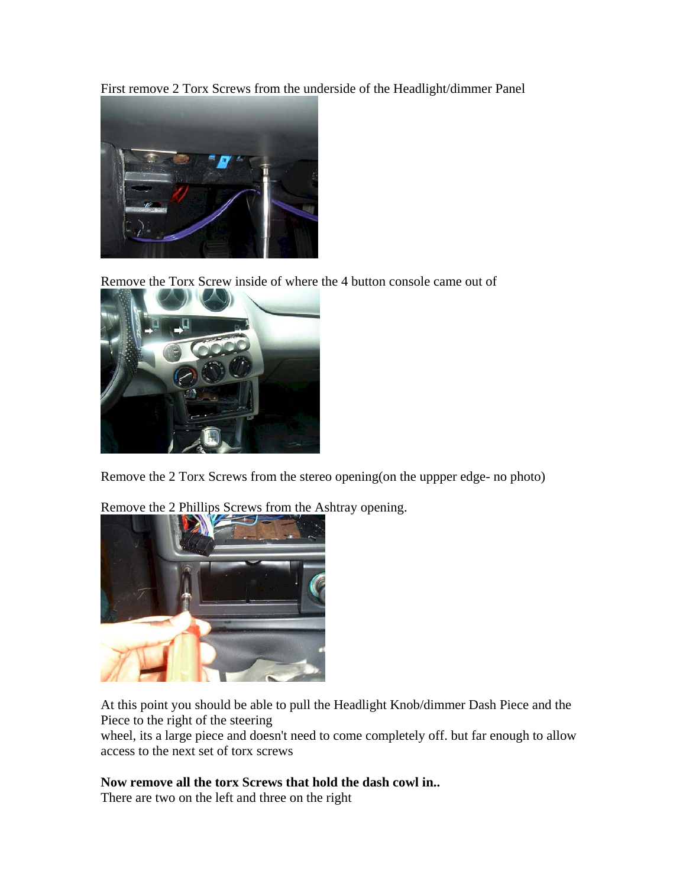First remove 2 Torx Screws from the underside of the Headlight/dimmer Panel

Remove the Torx Screw inside of where the 4 button console came out of

Remove the 2 Torx Screws from the stereo opening(on the uppper edge- no photo)

Remove the 2 Phillips Screws from the Ashtray opening.

At this point you should be able to pull the Headlight Knob/dimmer Dash Piece and the Piece to the right of the steering
wheel, its a large piece and doesn't need to come completely off. but far enough to allow access to the next set of torx screws

**Now remove all the torx Screws that hold the dash cowl in..**
There are two on the left and three on the right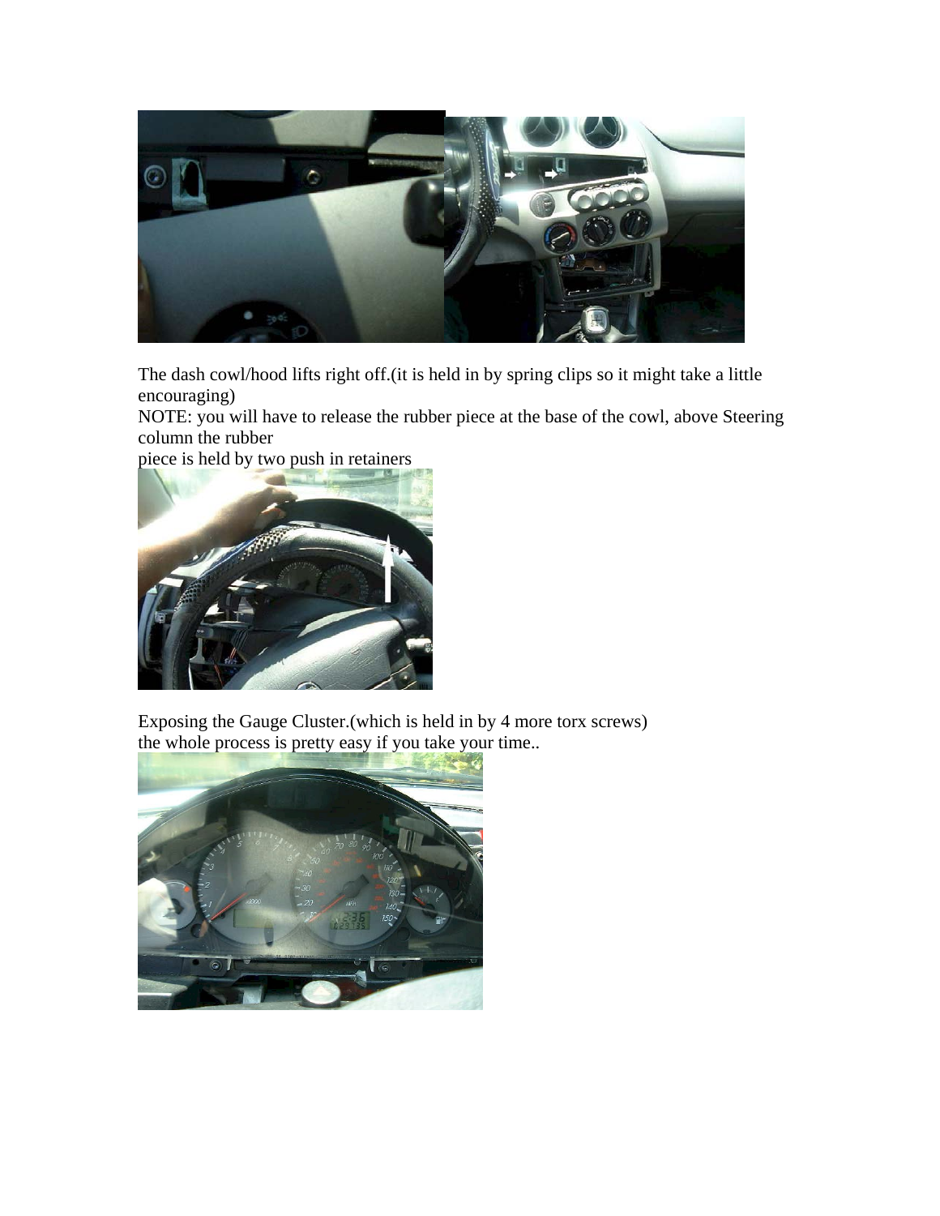The dash cowl/hood lifts right off.(it is held in by spring clips so it might take a little encouraging)
NOTE: you will have to release the rubber piece at the base of the cowl, above Steering column the rubber
piece is held by two push in retainers

Exposing the Gauge Cluster.(which is held in by 4 more torx screws)
the whole process is pretty easy if you take your time..